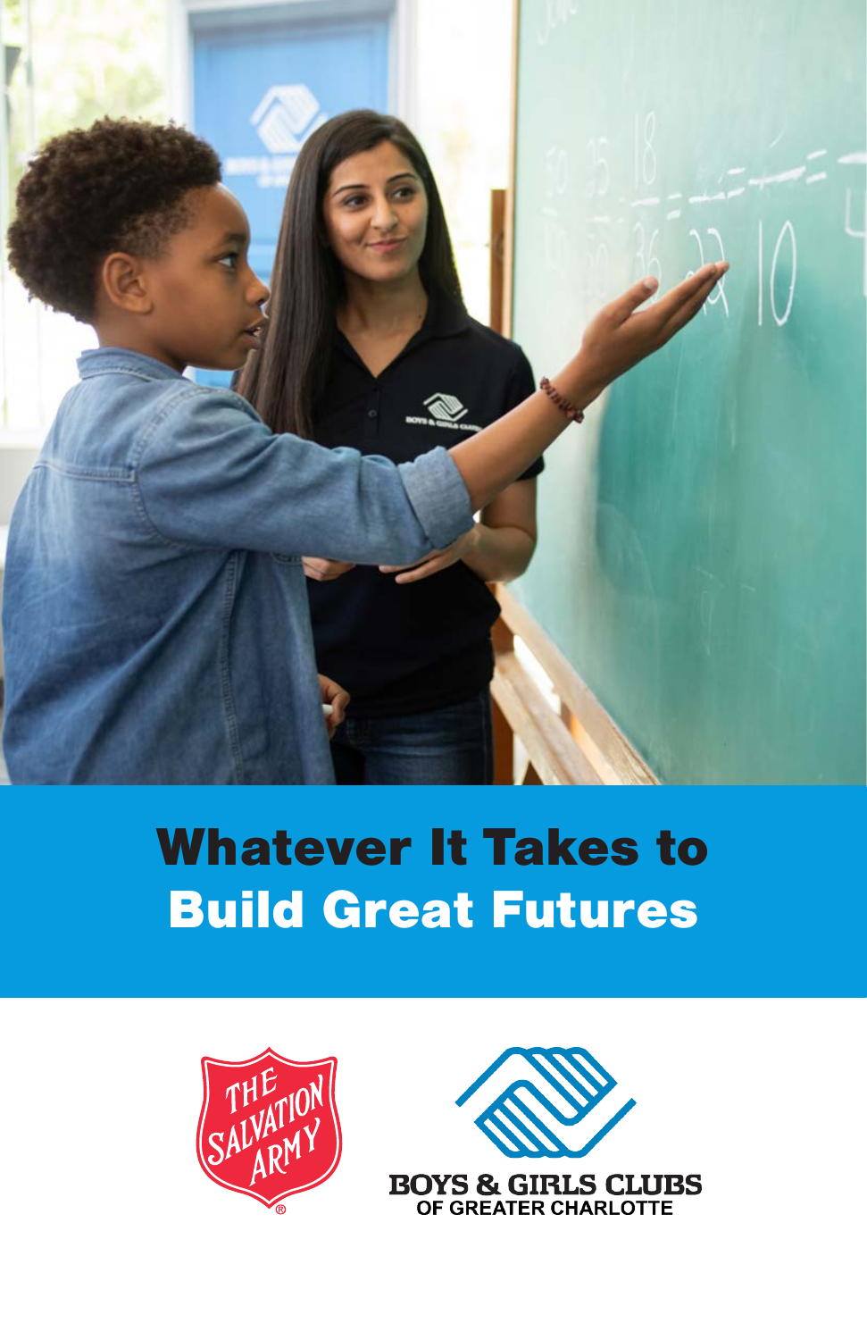# Whatever It Takes to Build Great Futures

THE SALVATION ARMY

BOYS & GIRLS CLUBS OF GREATER CHARLOTTE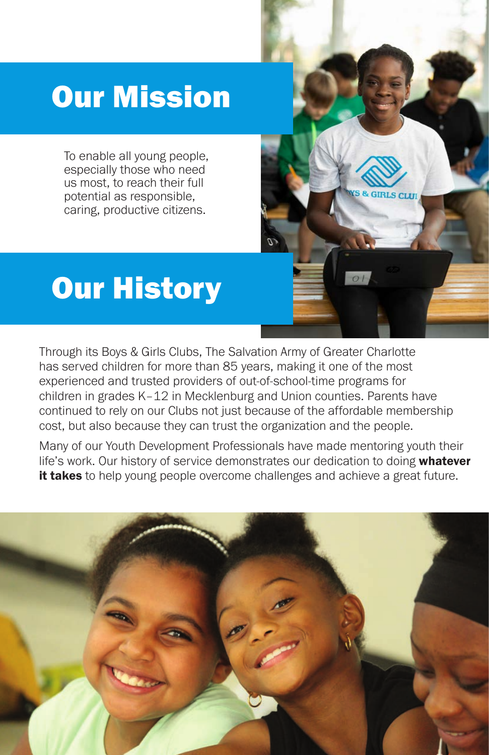# Our Mission

To enable all young people, especially those who need us most, to reach their full potential as responsible, caring, productive citizens.

# Our History

Through its Boys & Girls Clubs, The Salvation Army of Greater Charlotte has served children for more than 85 years, making it one of the most experienced and trusted providers of out-of-school-time programs for children in grades K–12 in Mecklenburg and Union counties. Parents have continued to rely on our Clubs not just because of the affordable membership cost, but also because they can trust the organization and the people.

Many of our Youth Development Professionals have made mentoring youth their life's work. Our history of service demonstrates our dedication to doing **whatever it takes** to help young people overcome challenges and achieve a great future.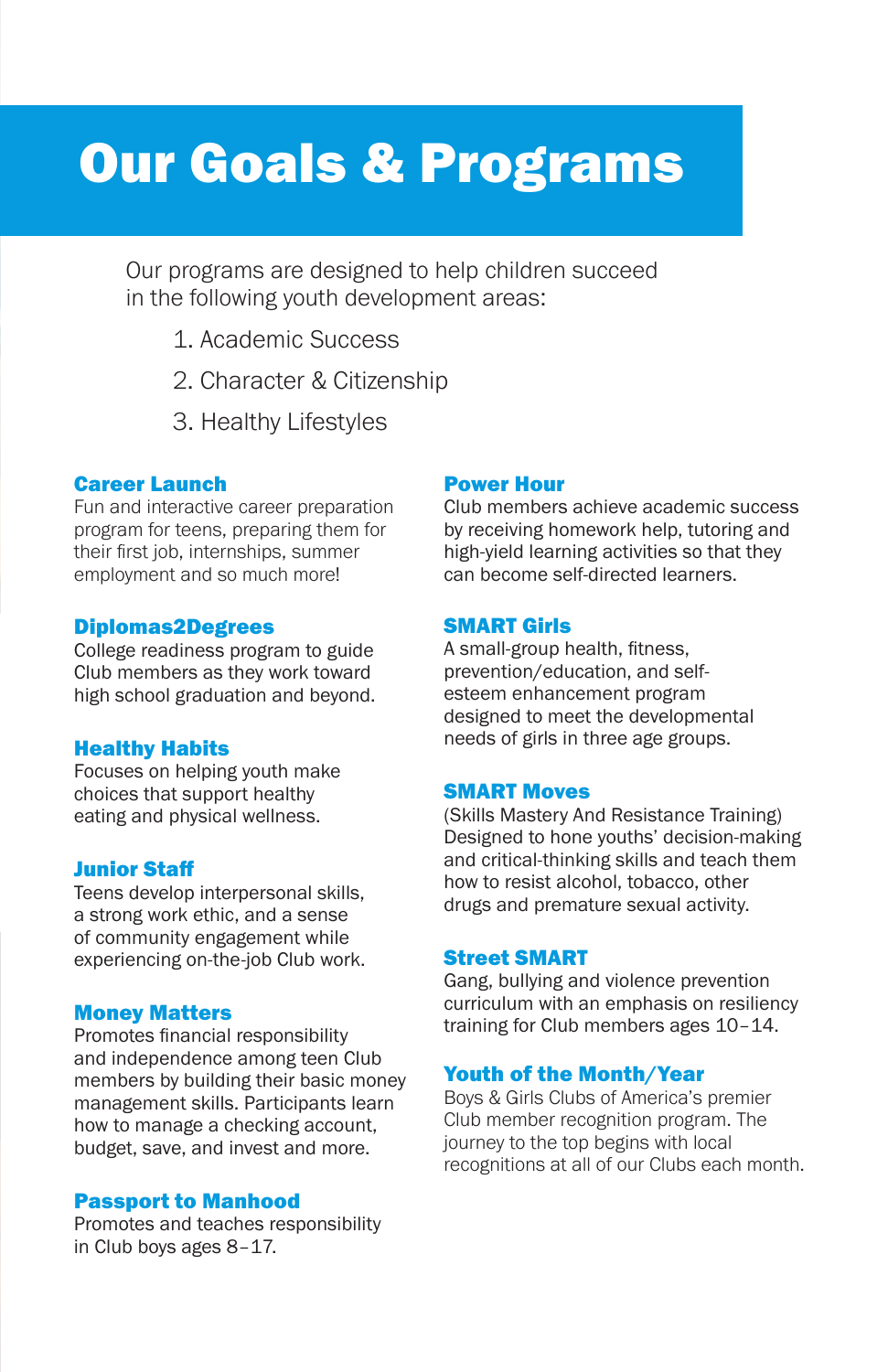# Our Goals & Programs

Our programs are designed to help children succeed in the following youth development areas:

1. Academic Success
2. Character & Citizenship
3. Healthy Lifestyles

### Career Launch

Fun and interactive career preparation program for teens, preparing them for their first job, internships, summer employment and so much more!

### Diplomas2Degrees

College readiness program to guide Club members as they work toward high school graduation and beyond.

### Healthy Habits

Focuses on helping youth make choices that support healthy eating and physical wellness.

### Junior Staff

Teens develop interpersonal skills, a strong work ethic, and a sense of community engagement while experiencing on-the-job Club work.

### Money Matters

Promotes financial responsibility and independence among teen Club members by building their basic money management skills. Participants learn how to manage a checking account, budget, save, and invest and more.

### Passport to Manhood

Promotes and teaches responsibility in Club boys ages 8–17.

### Power Hour

Club members achieve academic success by receiving homework help, tutoring and high-yield learning activities so that they can become self-directed learners.

### SMART Girls

A small-group health, fitness, prevention/education, and self-esteem enhancement program designed to meet the developmental needs of girls in three age groups.

### SMART Moves

(Skills Mastery And Resistance Training) Designed to hone youths' decision-making and critical-thinking skills and teach them how to resist alcohol, tobacco, other drugs and premature sexual activity.

### Street SMART

Gang, bullying and violence prevention curriculum with an emphasis on resiliency training for Club members ages 10–14.

### Youth of the Month/Year

Boys & Girls Clubs of America's premier Club member recognition program. The journey to the top begins with local recognitions at all of our Clubs each month.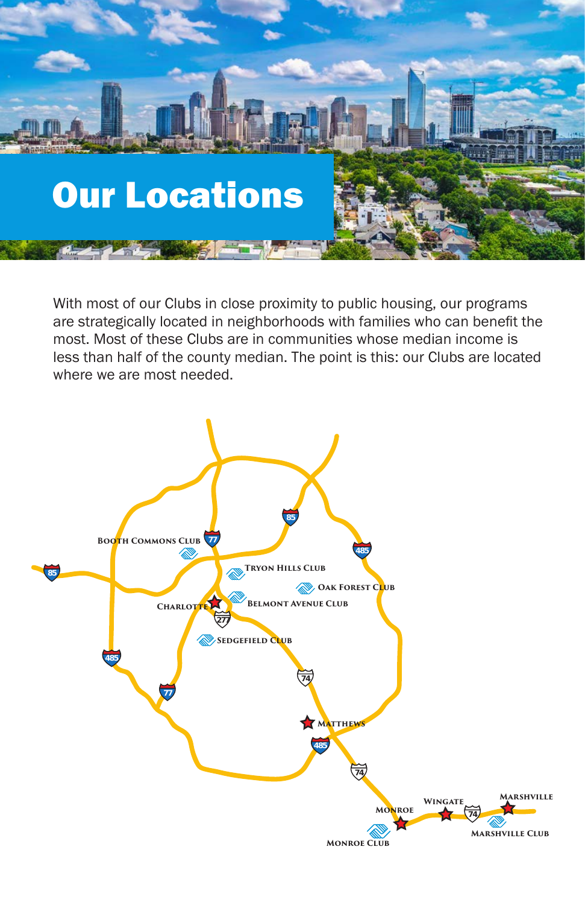# Our Locations

With most of our Clubs in close proximity to public housing, our programs are strategically located in neighborhoods with families who can benefit the most. Most of these Clubs are in communities whose median income is less than half of the county median. The point is this: our Clubs are located where we are most needed.

Booth Commons Club

Tryon Hills Club

Oak Forest Club

Charlotte

Belmont Avenue Club

Sedgefield Club

Matthews

Monroe

Wingate

Marshville

Marshville Club

Monroe Club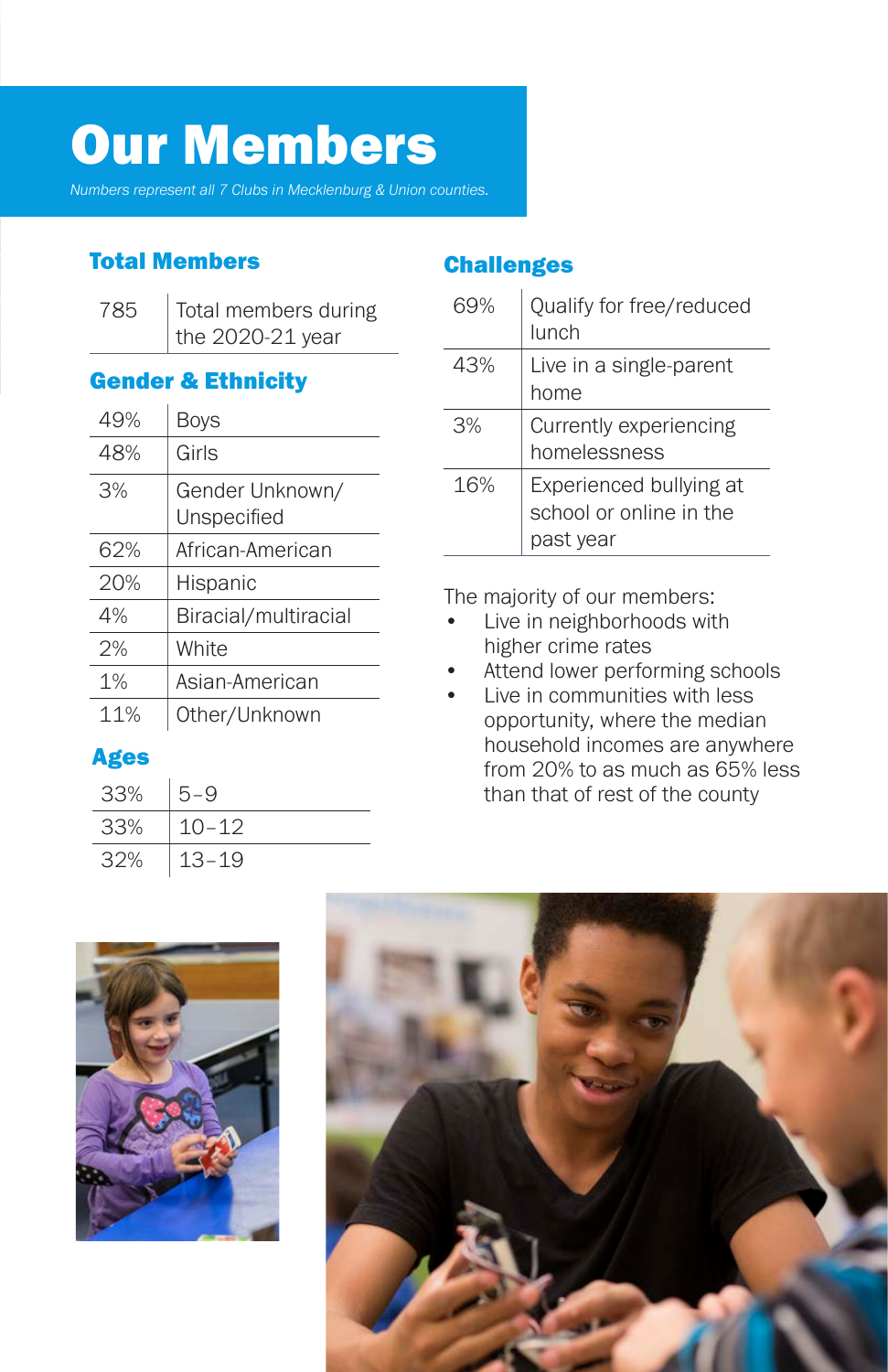# Our Members

*Numbers represent all 7 Clubs in Mecklenburg & Union counties.*

## Total Members

| | |
|---|---|
| 785 | Total members during the 2020-21 year |

## Gender & Ethnicity

| | |
|---|---|
| 49% | Boys |
| 48% | Girls |
| 3% | Gender Unknown/ Unspecified |
| 62% | African-American |
| 20% | Hispanic |
| 4% | Biracial/multiracial |
| 2% | White |
| 1% | Asian-American |
| 11% | Other/Unknown |

## Ages

| | |
|---|---|
| 33% | 5–9 |
| 33% | 10–12 |
| 32% | 13–19 |

## Challenges

| | |
|---|---|
| 69% | Qualify for free/reduced lunch |
| 43% | Live in a single-parent home |
| 3% | Currently experiencing homelessness |
| 16% | Experienced bullying at school or online in the past year |

The majority of our members:

- Live in neighborhoods with higher crime rates
- Attend lower performing schools
- Live in communities with less opportunity, where the median household incomes are anywhere from 20% to as much as 65% less than that of rest of the county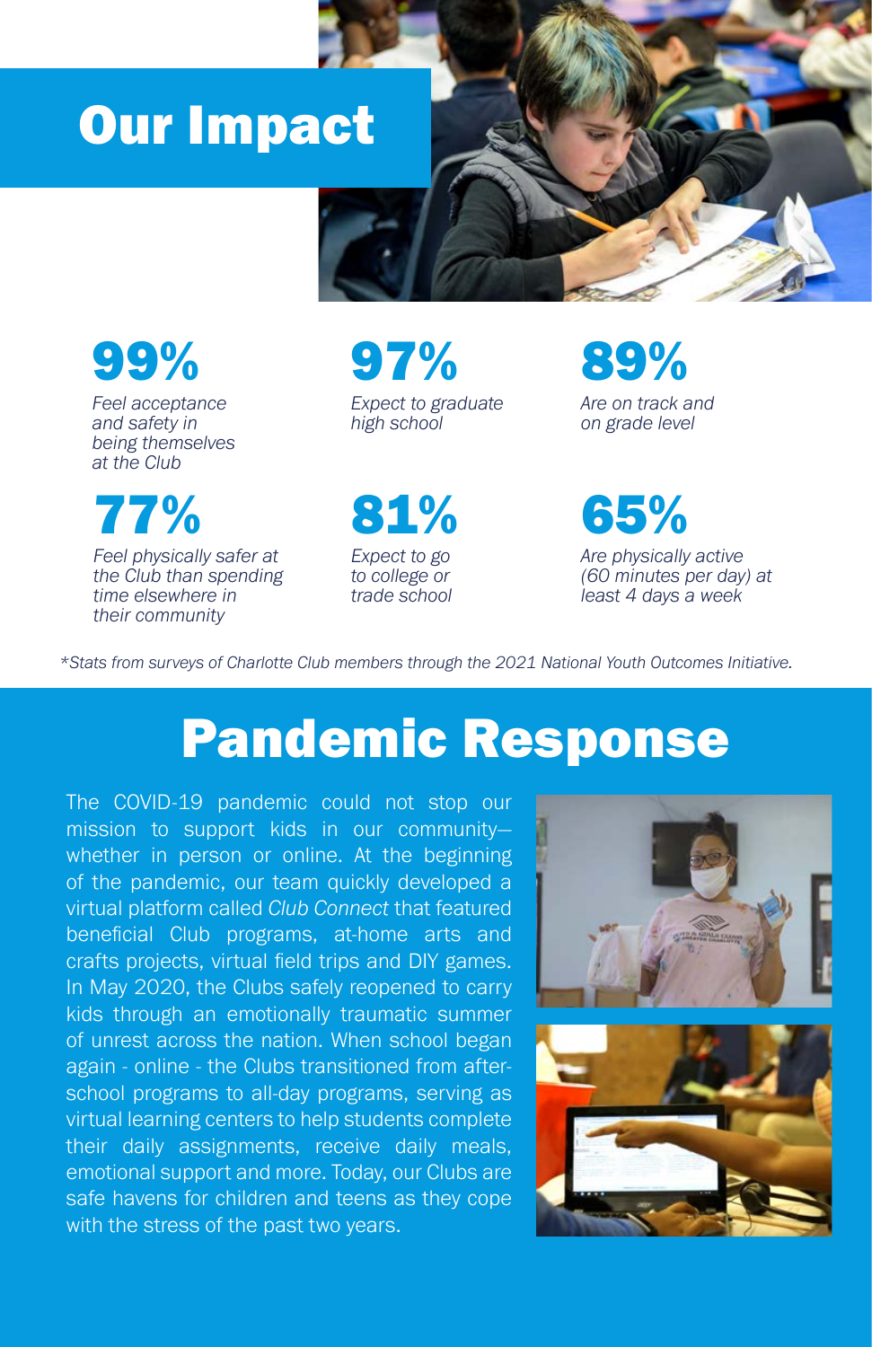# Our Impact

**99%**
*Feel acceptance and safety in being themselves at the Club*

**97%**
*Expect to graduate high school*

**89%**
*Are on track and on grade level*

**77%**
*Feel physically safer at the Club than spending time elsewhere in their community*

**81%**
*Expect to go to college or trade school*

**65%**
*Are physically active (60 minutes per day) at least 4 days a week*

*\*Stats from surveys of Charlotte Club members through the 2021 National Youth Outcomes Initiative.*

# Pandemic Response

The COVID-19 pandemic could not stop our mission to support kids in our community—whether in person or online. At the beginning of the pandemic, our team quickly developed a virtual platform called *Club Connect* that featured beneficial Club programs, at-home arts and crafts projects, virtual field trips and DIY games. In May 2020, the Clubs safely reopened to carry kids through an emotionally traumatic summer of unrest across the nation. When school began again - online - the Clubs transitioned from after-school programs to all-day programs, serving as virtual learning centers to help students complete their daily assignments, receive daily meals, emotional support and more. Today, our Clubs are safe havens for children and teens as they cope with the stress of the past two years.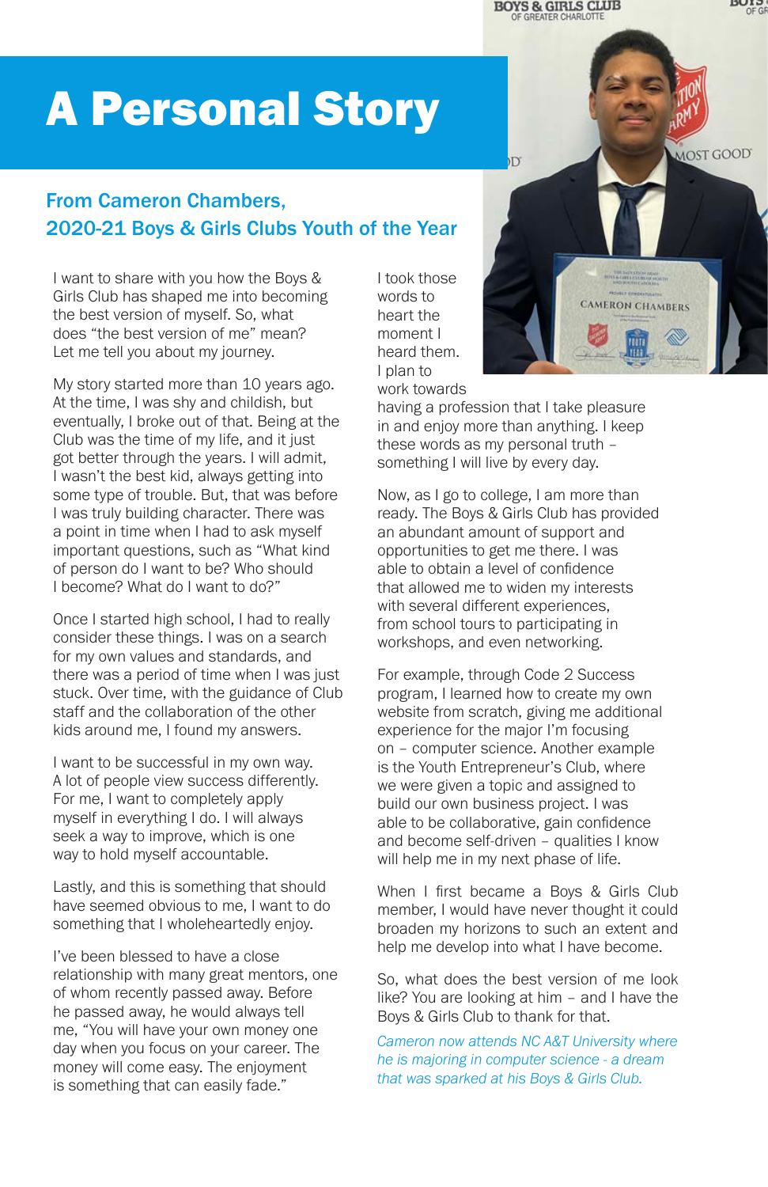# A Personal Story

## From Cameron Chambers, 2020-21 Boys & Girls Clubs Youth of the Year

I want to share with you how the Boys & Girls Club has shaped me into becoming the best version of myself. So, what does "the best version of me" mean? Let me tell you about my journey.

My story started more than 10 years ago. At the time, I was shy and childish, but eventually, I broke out of that. Being at the Club was the time of my life, and it just got better through the years. I will admit, I wasn't the best kid, always getting into some type of trouble. But, that was before I was truly building character. There was a point in time when I had to ask myself important questions, such as "What kind of person do I want to be? Who should I become? What do I want to do?"

Once I started high school, I had to really consider these things. I was on a search for my own values and standards, and there was a period of time when I was just stuck. Over time, with the guidance of Club staff and the collaboration of the other kids around me, I found my answers.

I want to be successful in my own way. A lot of people view success differently. For me, I want to completely apply myself in everything I do. I will always seek a way to improve, which is one way to hold myself accountable.

Lastly, and this is something that should have seemed obvious to me, I want to do something that I wholeheartedly enjoy.

I've been blessed to have a close relationship with many great mentors, one of whom recently passed away. Before he passed away, he would always tell me, "You will have your own money one day when you focus on your career. The money will come easy. The enjoyment is something that can easily fade."

I took those words to heart the moment I heard them. I plan to work towards having a profession that I take pleasure in and enjoy more than anything. I keep these words as my personal truth – something I will live by every day.

Now, as I go to college, I am more than ready. The Boys & Girls Club has provided an abundant amount of support and opportunities to get me there. I was able to obtain a level of confidence that allowed me to widen my interests with several different experiences, from school tours to participating in workshops, and even networking.

For example, through Code 2 Success program, I learned how to create my own website from scratch, giving me additional experience for the major I'm focusing on – computer science. Another example is the Youth Entrepreneur's Club, where we were given a topic and assigned to build our own business project. I was able to be collaborative, gain confidence and become self-driven – qualities I know will help me in my next phase of life.

When I first became a Boys & Girls Club member, I would have never thought it could broaden my horizons to such an extent and help me develop into what I have become.

So, what does the best version of me look like? You are looking at him – and I have the Boys & Girls Club to thank for that.

*Cameron now attends NC A&T University where he is majoring in computer science - a dream that was sparked at his Boys & Girls Club.*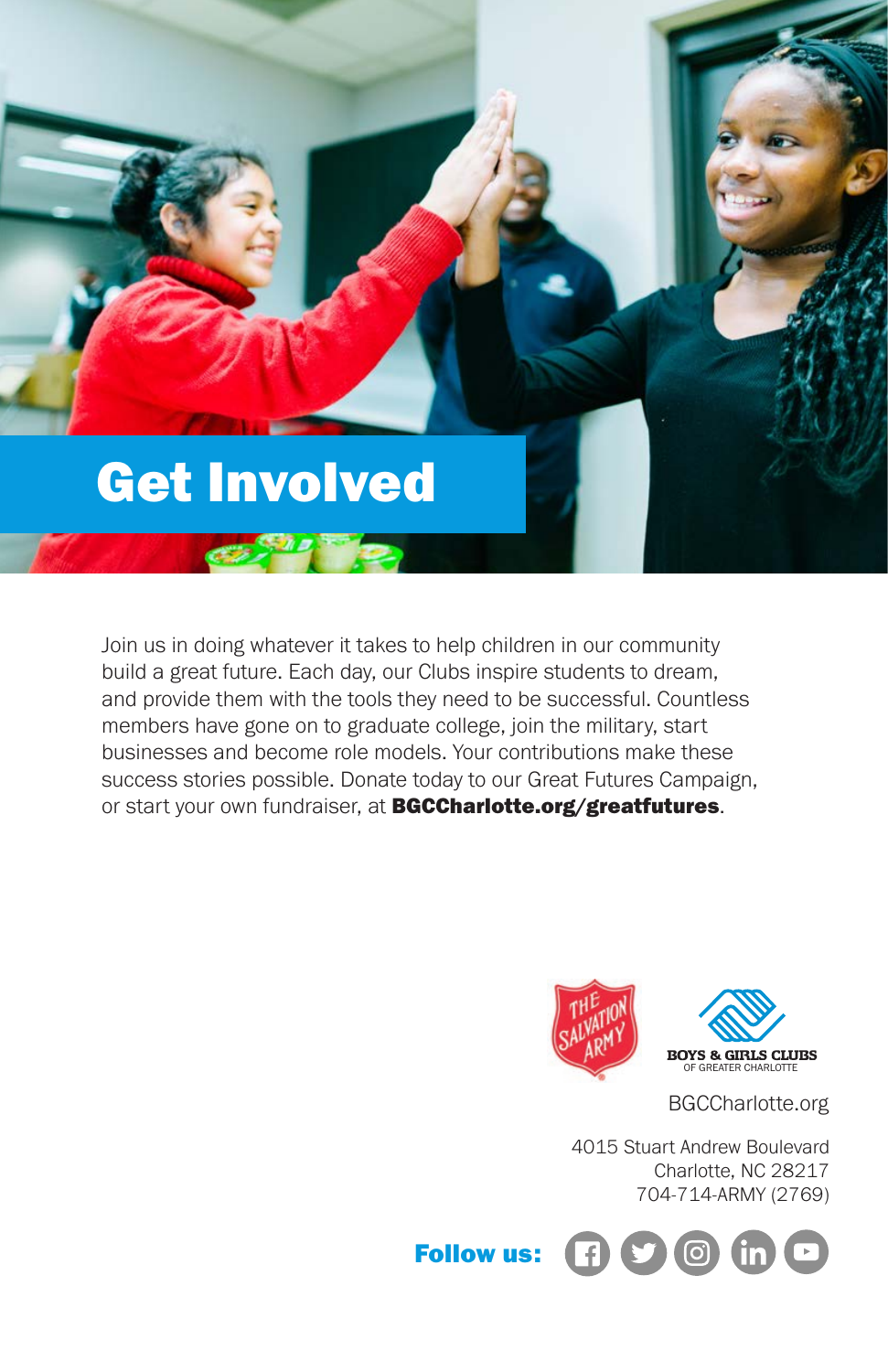# Get Involved

Join us in doing whatever it takes to help children in our community build a great future. Each day, our Clubs inspire students to dream, and provide them with the tools they need to be successful. Countless members have gone on to graduate college, join the military, start businesses and become role models. Your contributions make these success stories possible. Donate today to our Great Futures Campaign, or start your own fundraiser, at **BGCCharlotte.org/greatfutures**.

THE SALVATION ARMY

BOYS & GIRLS CLUBS OF GREATER CHARLOTTE

BGCCharlotte.org

4015 Stuart Andrew Boulevard
Charlotte, NC 28217
704-714-ARMY (2769)

**Follow us:**